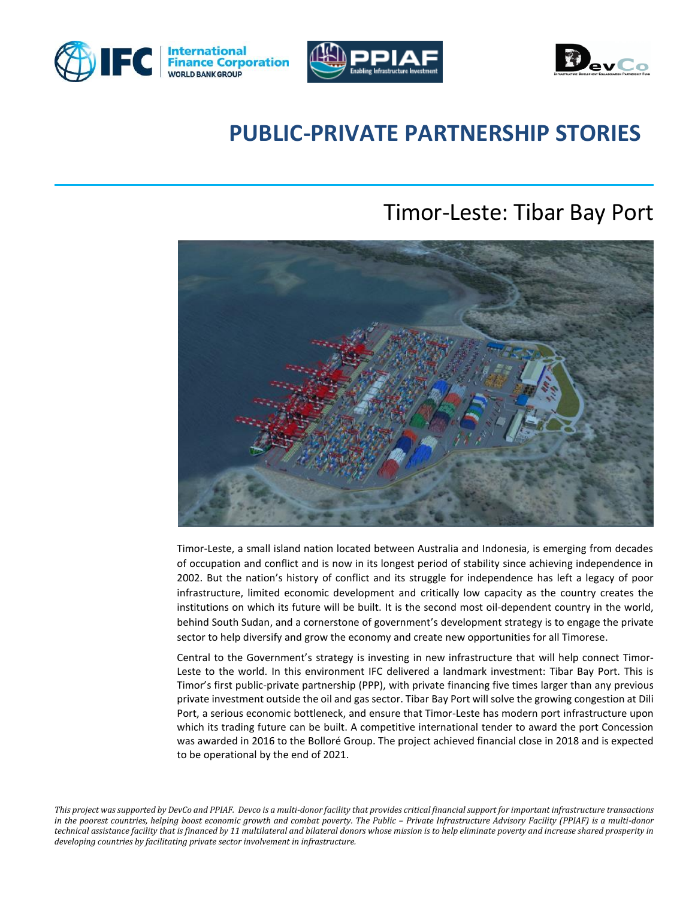# PUBLIC-PRIVATE PARTNERSHIP STORIES

## Timor-Leste: Tibar Bay Port

Timor-Leste, a small island nation located between Australia and Indonesia, is emerging from decades of occupation and conflict and is now in its longest period of stability since achieving independence in 2002. But the nation's history of conflict and its struggle for independence has left a legacy of poor infrastructure, limited economic development and critically low capacity as the country creates the institutions on which its future will be built. It is the second most oil-dependent country in the world, behind South Sudan, and a cornerstone of government's development strategy is to engage the private sector to help diversify and grow the economy and create new opportunities for all Timorese.

Central to the Government's strategy is investing in new infrastructure that will help connect Timor-Leste to the world. In this environment IFC delivered a landmark investment: Tibar Bay Port. This is Timor's first public-private partnership (PPP), with private financing five times larger than any previous private investment outside the oil and gas sector. Tibar Bay Port will solve the growing congestion at Dili Port, a serious economic bottleneck, and ensure that Timor-Leste has modern port infrastructure upon which its trading future can be built. A competitive international tender to award the port Concession was awarded in 2016 to the Bolloré Group. The project achieved financial close in 2018 and is expected to be operational by the end of 2021.

*This project was supported by DevCo and PPIAF. Devco is a multi-donor facility that provides critical financial support for important infrastructure transactions in the poorest countries, helping boost economic growth and combat poverty. The Public – Private Infrastructure Advisory Facility (PPIAF) is a multi-donor technical assistance facility that is financed by 11 multilateral and bilateral donors whose mission is to help eliminate poverty and increase shared prosperity in developing countries by facilitating private sector involvement in infrastructure.*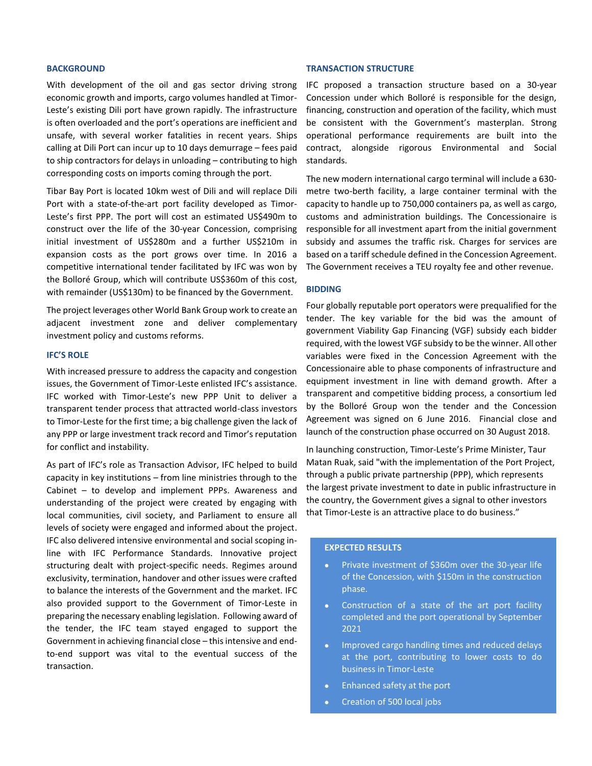## BACKGROUND

With development of the oil and gas sector driving strong economic growth and imports, cargo volumes handled at Timor-Leste's existing Dili port have grown rapidly. The infrastructure is often overloaded and the port's operations are inefficient and unsafe, with several worker fatalities in recent years. Ships calling at Dili Port can incur up to 10 days demurrage – fees paid to ship contractors for delays in unloading – contributing to high corresponding costs on imports coming through the port.

Tibar Bay Port is located 10km west of Dili and will replace Dili Port with a state-of-the-art port facility developed as Timor-Leste's first PPP. The port will cost an estimated US$490m to construct over the life of the 30-year Concession, comprising initial investment of US$280m and a further US$210m in expansion costs as the port grows over time. In 2016 a competitive international tender facilitated by IFC was won by the Bolloré Group, which will contribute US$360m of this cost, with remainder (US$130m) to be financed by the Government.

The project leverages other World Bank Group work to create an adjacent investment zone and deliver complementary investment policy and customs reforms.

## IFC'S ROLE

With increased pressure to address the capacity and congestion issues, the Government of Timor-Leste enlisted IFC's assistance. IFC worked with Timor-Leste's new PPP Unit to deliver a transparent tender process that attracted world-class investors to Timor-Leste for the first time; a big challenge given the lack of any PPP or large investment track record and Timor's reputation for conflict and instability.

As part of IFC's role as Transaction Advisor, IFC helped to build capacity in key institutions – from line ministries through to the Cabinet – to develop and implement PPPs. Awareness and understanding of the project were created by engaging with local communities, civil society, and Parliament to ensure all levels of society were engaged and informed about the project. IFC also delivered intensive environmental and social scoping in-line with IFC Performance Standards. Innovative project structuring dealt with project-specific needs. Regimes around exclusivity, termination, handover and other issues were crafted to balance the interests of the Government and the market. IFC also provided support to the Government of Timor-Leste in preparing the necessary enabling legislation. Following award of the tender, the IFC team stayed engaged to support the Government in achieving financial close – this intensive and end-to-end support was vital to the eventual success of the transaction.

## TRANSACTION STRUCTURE

IFC proposed a transaction structure based on a 30-year Concession under which Bolloré is responsible for the design, financing, construction and operation of the facility, which must be consistent with the Government's masterplan. Strong operational performance requirements are built into the contract, alongside rigorous Environmental and Social standards.

The new modern international cargo terminal will include a 630-metre two-berth facility, a large container terminal with the capacity to handle up to 750,000 containers pa, as well as cargo, customs and administration buildings. The Concessionaire is responsible for all investment apart from the initial government subsidy and assumes the traffic risk. Charges for services are based on a tariff schedule defined in the Concession Agreement. The Government receives a TEU royalty fee and other revenue.

## BIDDING

Four globally reputable port operators were prequalified for the tender. The key variable for the bid was the amount of government Viability Gap Financing (VGF) subsidy each bidder required, with the lowest VGF subsidy to be the winner. All other variables were fixed in the Concession Agreement with the Concessionaire able to phase components of infrastructure and equipment investment in line with demand growth. After a transparent and competitive bidding process, a consortium led by the Bolloré Group won the tender and the Concession Agreement was signed on 6 June 2016. Financial close and launch of the construction phase occurred on 30 August 2018.

In launching construction, Timor-Leste's Prime Minister, Taur Matan Ruak, said "with the implementation of the Port Project, through a public private partnership (PPP), which represents the largest private investment to date in public infrastructure in the country, the Government gives a signal to other investors that Timor-Leste is an attractive place to do business."

### EXPECTED RESULTS

- Private investment of $360m over the 30-year life of the Concession, with $150m in the construction phase.
- Construction of a state of the art port facility completed and the port operational by September 2021
- Improved cargo handling times and reduced delays at the port, contributing to lower costs to do business in Timor-Leste
- Enhanced safety at the port
- Creation of 500 local jobs